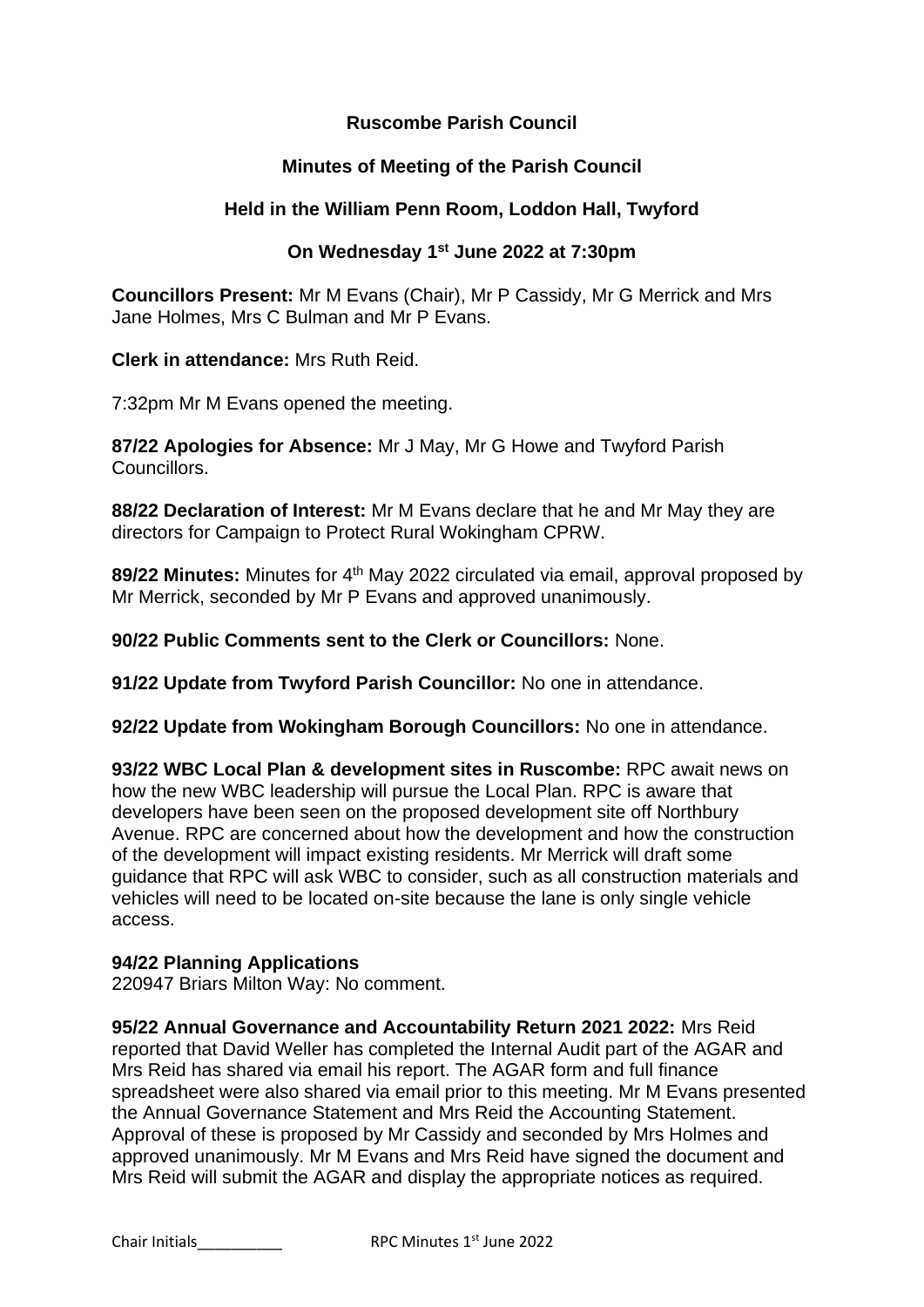**Ruscombe Parish Council**

**Minutes of Meeting of the Parish Council**

**Held in the William Penn Room, Loddon Hall, Twyford**

**On Wednesday 1st June 2022 at 7:30pm**

**Councillors Present:** Mr M Evans (Chair), Mr P Cassidy, Mr G Merrick and Mrs Jane Holmes, Mrs C Bulman and Mr P Evans.

**Clerk in attendance:** Mrs Ruth Reid.

7:32pm Mr M Evans opened the meeting.

**87/22 Apologies for Absence:** Mr J May, Mr G Howe and Twyford Parish Councillors.

**88/22 Declaration of Interest:** Mr M Evans declare that he and Mr May they are directors for Campaign to Protect Rural Wokingham CPRW.

**89/22 Minutes:** Minutes for 4th May 2022 circulated via email, approval proposed by Mr Merrick, seconded by Mr P Evans and approved unanimously.

**90/22 Public Comments sent to the Clerk or Councillors:** None.

**91/22 Update from Twyford Parish Councillor:** No one in attendance.

**92/22 Update from Wokingham Borough Councillors:** No one in attendance.

**93/22 WBC Local Plan & development sites in Ruscombe:** RPC await news on how the new WBC leadership will pursue the Local Plan. RPC is aware that developers have been seen on the proposed development site off Northbury Avenue. RPC are concerned about how the development and how the construction of the development will impact existing residents. Mr Merrick will draft some guidance that RPC will ask WBC to consider, such as all construction materials and vehicles will need to be located on-site because the lane is only single vehicle access.

**94/22 Planning Applications**
220947 Briars Milton Way: No comment.

**95/22 Annual Governance and Accountability Return 2021 2022:** Mrs Reid reported that David Weller has completed the Internal Audit part of the AGAR and Mrs Reid has shared via email his report. The AGAR form and full finance spreadsheet were also shared via email prior to this meeting. Mr M Evans presented the Annual Governance Statement and Mrs Reid the Accounting Statement. Approval of these is proposed by Mr Cassidy and seconded by Mrs Holmes and approved unanimously. Mr M Evans and Mrs Reid have signed the document and Mrs Reid will submit the AGAR and display the appropriate notices as required.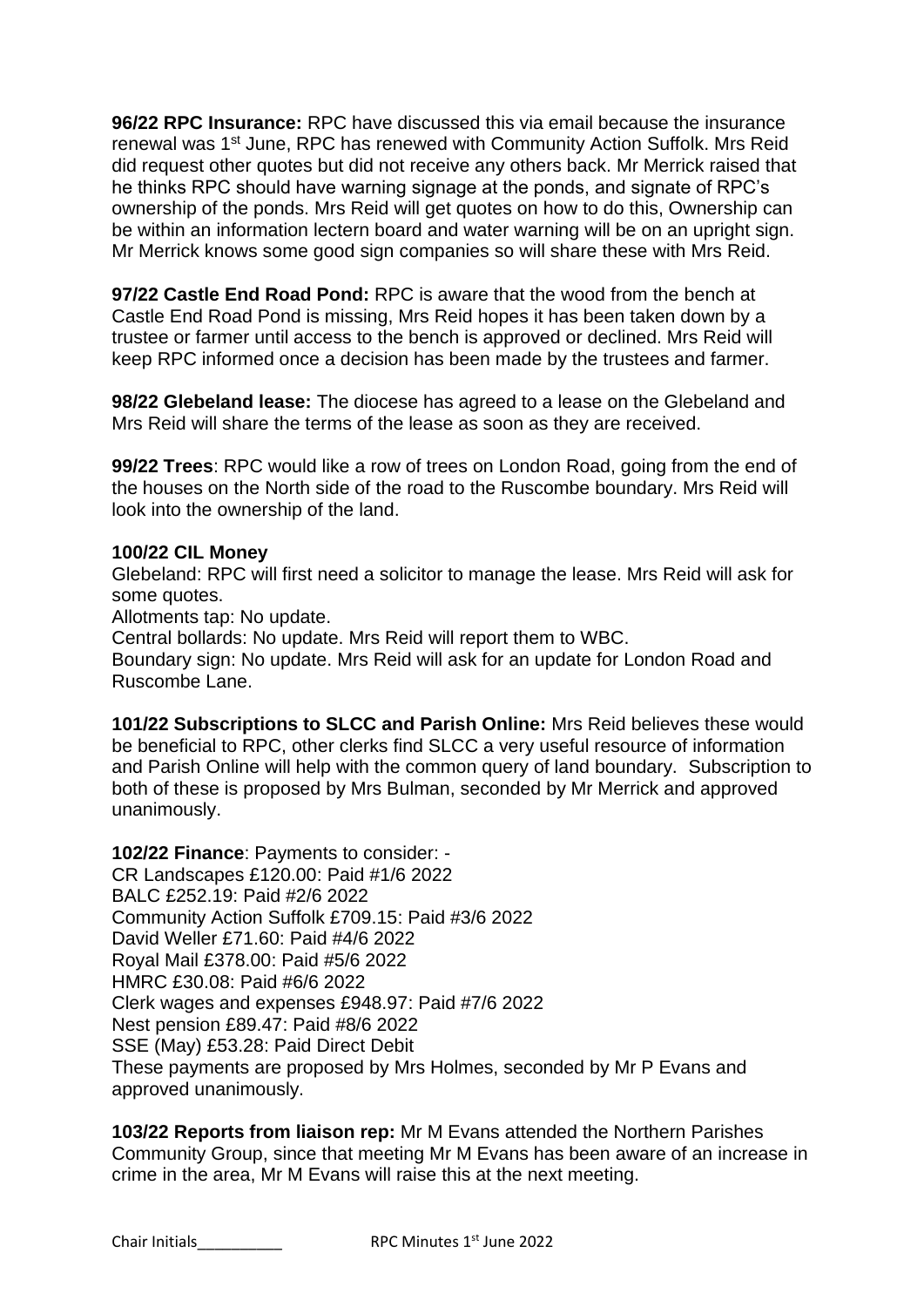**96/22 RPC Insurance:** RPC have discussed this via email because the insurance renewal was 1st June, RPC has renewed with Community Action Suffolk. Mrs Reid did request other quotes but did not receive any others back. Mr Merrick raised that he thinks RPC should have warning signage at the ponds, and signate of RPC's ownership of the ponds. Mrs Reid will get quotes on how to do this, Ownership can be within an information lectern board and water warning will be on an upright sign. Mr Merrick knows some good sign companies so will share these with Mrs Reid.

**97/22 Castle End Road Pond:** RPC is aware that the wood from the bench at Castle End Road Pond is missing, Mrs Reid hopes it has been taken down by a trustee or farmer until access to the bench is approved or declined. Mrs Reid will keep RPC informed once a decision has been made by the trustees and farmer.

**98/22 Glebeland lease:** The diocese has agreed to a lease on the Glebeland and Mrs Reid will share the terms of the lease as soon as they are received.

**99/22 Trees**: RPC would like a row of trees on London Road, going from the end of the houses on the North side of the road to the Ruscombe boundary. Mrs Reid will look into the ownership of the land.

**100/22 CIL Money**

Glebeland: RPC will first need a solicitor to manage the lease. Mrs Reid will ask for some quotes.

Allotments tap: No update.

Central bollards: No update. Mrs Reid will report them to WBC.

Boundary sign: No update. Mrs Reid will ask for an update for London Road and Ruscombe Lane.

**101/22 Subscriptions to SLCC and Parish Online:** Mrs Reid believes these would be beneficial to RPC, other clerks find SLCC a very useful resource of information and Parish Online will help with the common query of land boundary. Subscription to both of these is proposed by Mrs Bulman, seconded by Mr Merrick and approved unanimously.

**102/22 Finance**: Payments to consider: -

CR Landscapes £120.00: Paid #1/6 2022
BALC £252.19: Paid #2/6 2022
Community Action Suffolk £709.15: Paid #3/6 2022
David Weller £71.60: Paid #4/6 2022
Royal Mail £378.00: Paid #5/6 2022
HMRC £30.08: Paid #6/6 2022
Clerk wages and expenses £948.97: Paid #7/6 2022
Nest pension £89.47: Paid #8/6 2022
SSE (May) £53.28: Paid Direct Debit

These payments are proposed by Mrs Holmes, seconded by Mr P Evans and approved unanimously.

**103/22 Reports from liaison rep:** Mr M Evans attended the Northern Parishes Community Group, since that meeting Mr M Evans has been aware of an increase in crime in the area, Mr M Evans will raise this at the next meeting.

Chair Initials__________ RPC Minutes 1st June 2022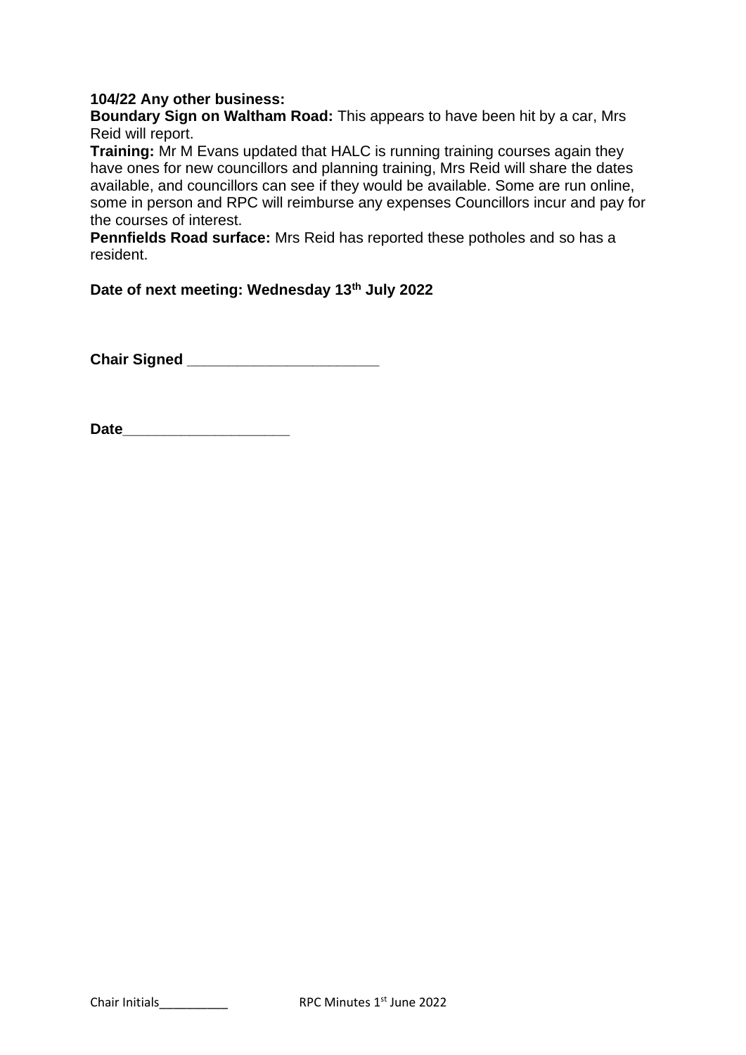**104/22 Any other business:**

**Boundary Sign on Waltham Road:** This appears to have been hit by a car, Mrs Reid will report.

**Training:** Mr M Evans updated that HALC is running training courses again they have ones for new councillors and planning training, Mrs Reid will share the dates available, and councillors can see if they would be available. Some are run online, some in person and RPC will reimburse any expenses Councillors incur and pay for the courses of interest.

**Pennfields Road surface:** Mrs Reid has reported these potholes and so has a resident.

**Date of next meeting: Wednesday 13th July 2022**

**Chair Signed ______________________**

**Date___________________**